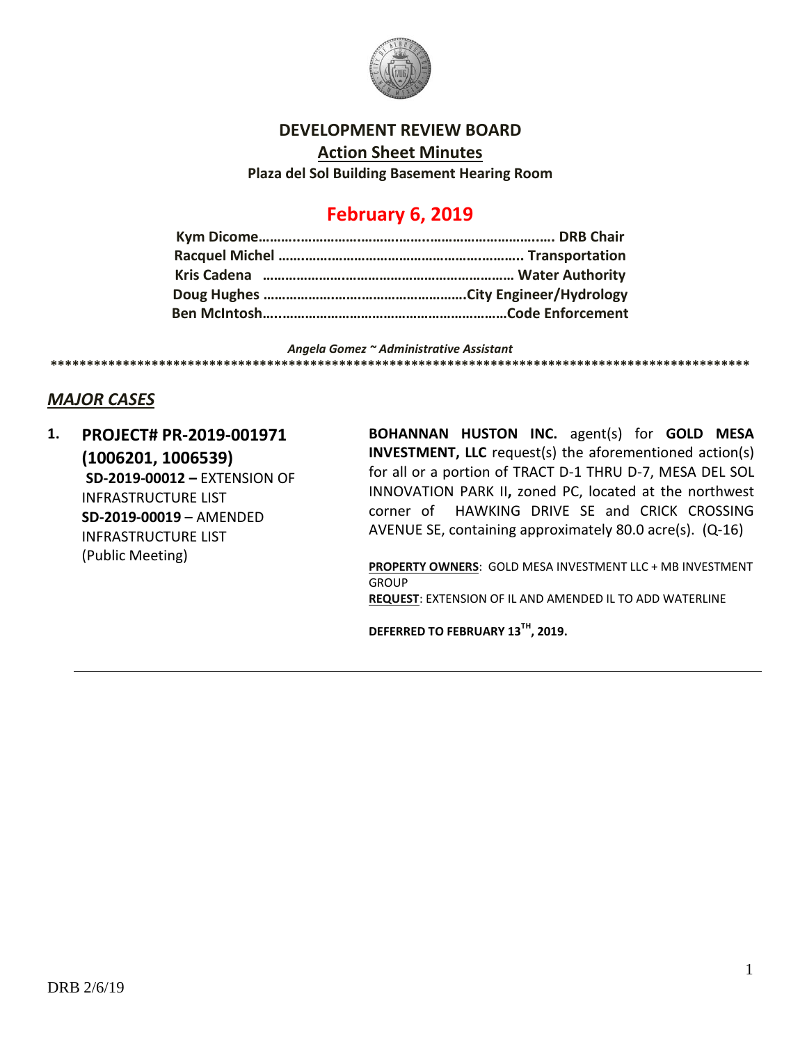# DEVELOPMENT REVIEW BOARD

## Action Sheet Minutes

**Plaza del Sol Building Basement Hearing Room**

## February 6, 2019

**Kym Dicome………..…………………………..……………………….…. DRB Chair**
**Racquel Michel ……………………………………………………….. Transportation**
**Kris Cadena ………………………………………………………… Water Authority**
**Doug Hughes ……………………………………………….City Engineer/Hydrology**
**Ben McIntosh….……………………………………………………Code Enforcement**

***Angela Gomez ~ Administrative Assistant***

*************************************************************************************************

## *MAJOR CASES*

1. **PROJECT# PR-2019-001971 (1006201, 1006539)**
   **SD-2019-00012 –** EXTENSION OF INFRASTRUCTURE LIST
   **SD-2019-00019** – AMENDED INFRASTRUCTURE LIST
   (Public Meeting)

   **BOHANNAN HUSTON INC.** agent(s) for **GOLD MESA INVESTMENT, LLC** request(s) the aforementioned action(s) for all or a portion of TRACT D-1 THRU D-7, MESA DEL SOL INNOVATION PARK II**,** zoned PC, located at the northwest corner of HAWKING DRIVE SE and CRICK CROSSING AVENUE SE, containing approximately 80.0 acre(s). (Q-16)

   **PROPERTY OWNERS**: GOLD MESA INVESTMENT LLC + MB INVESTMENT GROUP
   **REQUEST**: EXTENSION OF IL AND AMENDED IL TO ADD WATERLINE

   **DEFERRED TO FEBRUARY 13TH, 2019.**

DRB 2/6/19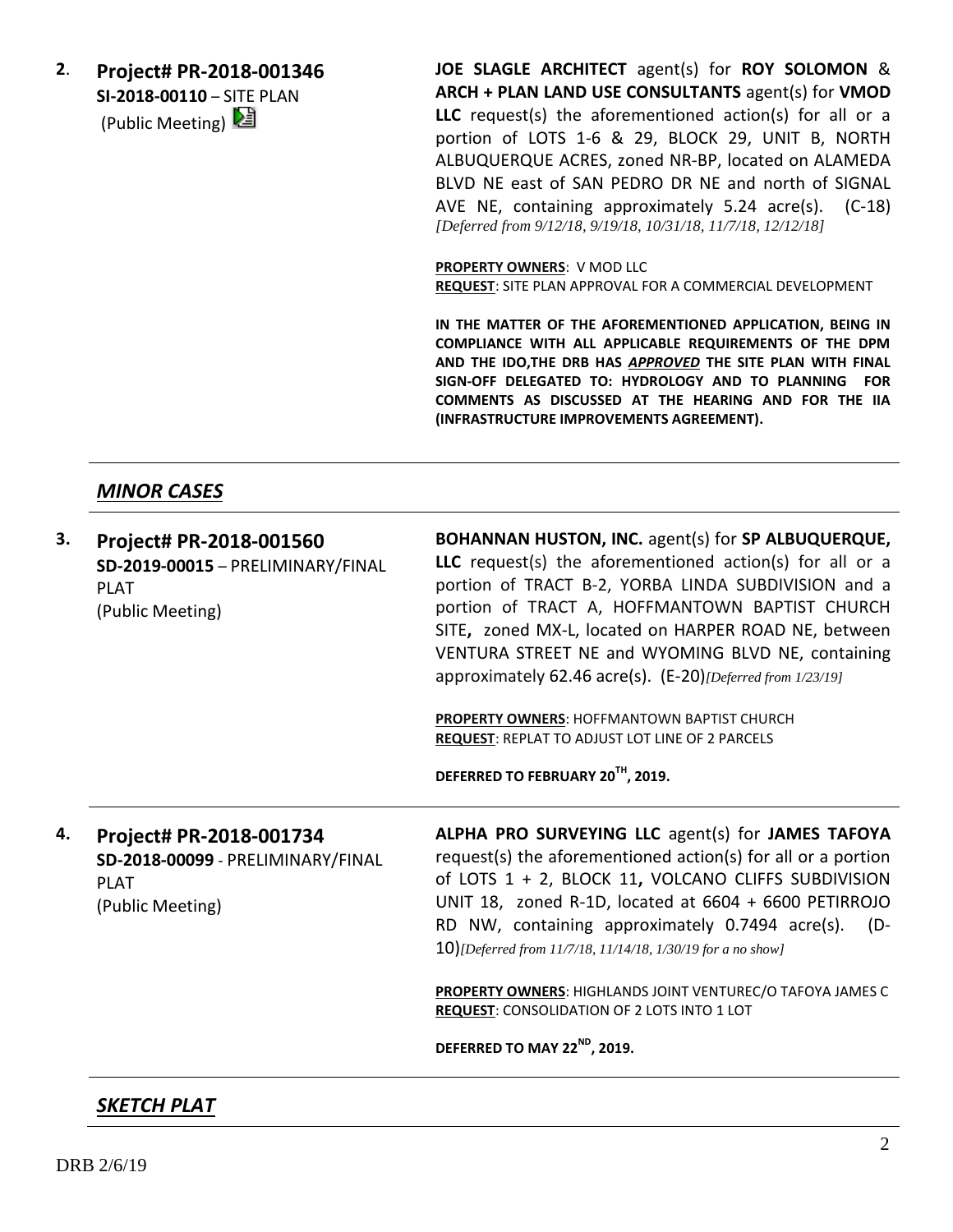**2. Project# PR-2018-001346**
**SI-2018-00110** – SITE PLAN
(Public Meeting)

**JOE SLAGLE ARCHITECT** agent(s) for **ROY SOLOMON** & **ARCH + PLAN LAND USE CONSULTANTS** agent(s) for **VMOD LLC** request(s) the aforementioned action(s) for all or a portion of LOTS 1-6 & 29, BLOCK 29, UNIT B, NORTH ALBUQUERQUE ACRES, zoned NR-BP, located on ALAMEDA BLVD NE east of SAN PEDRO DR NE and north of SIGNAL AVE NE, containing approximately 5.24 acre(s). (C-18) *[Deferred from 9/12/18, 9/19/18, 10/31/18, 11/7/18, 12/12/18]*

**PROPERTY OWNERS**: V MOD LLC
**REQUEST**: SITE PLAN APPROVAL FOR A COMMERCIAL DEVELOPMENT

**IN THE MATTER OF THE AFOREMENTIONED APPLICATION, BEING IN COMPLIANCE WITH ALL APPLICABLE REQUIREMENTS OF THE DPM AND THE IDO,THE DRB HAS *APPROVED* THE SITE PLAN WITH FINAL SIGN-OFF DELEGATED TO: HYDROLOGY AND TO PLANNING FOR COMMENTS AS DISCUSSED AT THE HEARING AND FOR THE IIA (INFRASTRUCTURE IMPROVEMENTS AGREEMENT).**

## *MINOR CASES*

**3. Project# PR-2018-001560**
**SD-2019-00015** – PRELIMINARY/FINAL PLAT
(Public Meeting)

**BOHANNAN HUSTON, INC.** agent(s) for **SP ALBUQUERQUE, LLC** request(s) the aforementioned action(s) for all or a portion of TRACT B-2, YORBA LINDA SUBDIVISION and a portion of TRACT A, HOFFMANTOWN BAPTIST CHURCH SITE, zoned MX-L, located on HARPER ROAD NE, between VENTURA STREET NE and WYOMING BLVD NE, containing approximately 62.46 acre(s). (E-20)*[Deferred from 1/23/19]*

**PROPERTY OWNERS**: HOFFMANTOWN BAPTIST CHURCH
**REQUEST**: REPLAT TO ADJUST LOT LINE OF 2 PARCELS

**DEFERRED TO FEBRUARY 20TH, 2019.**

**4. Project# PR-2018-001734**
**SD-2018-00099** - PRELIMINARY/FINAL PLAT
(Public Meeting)

**ALPHA PRO SURVEYING LLC** agent(s) for **JAMES TAFOYA** request(s) the aforementioned action(s) for all or a portion of LOTS 1 + 2, BLOCK 11, VOLCANO CLIFFS SUBDIVISION UNIT 18, zoned R-1D, located at 6604 + 6600 PETIRROJO RD NW, containing approximately 0.7494 acre(s). (D-10)*[Deferred from 11/7/18, 11/14/18, 1/30/19 for a no show]*

**PROPERTY OWNERS**: HIGHLANDS JOINT VENTUREC/O TAFOYA JAMES C
**REQUEST**: CONSOLIDATION OF 2 LOTS INTO 1 LOT

**DEFERRED TO MAY 22ND, 2019.**

## *SKETCH PLAT*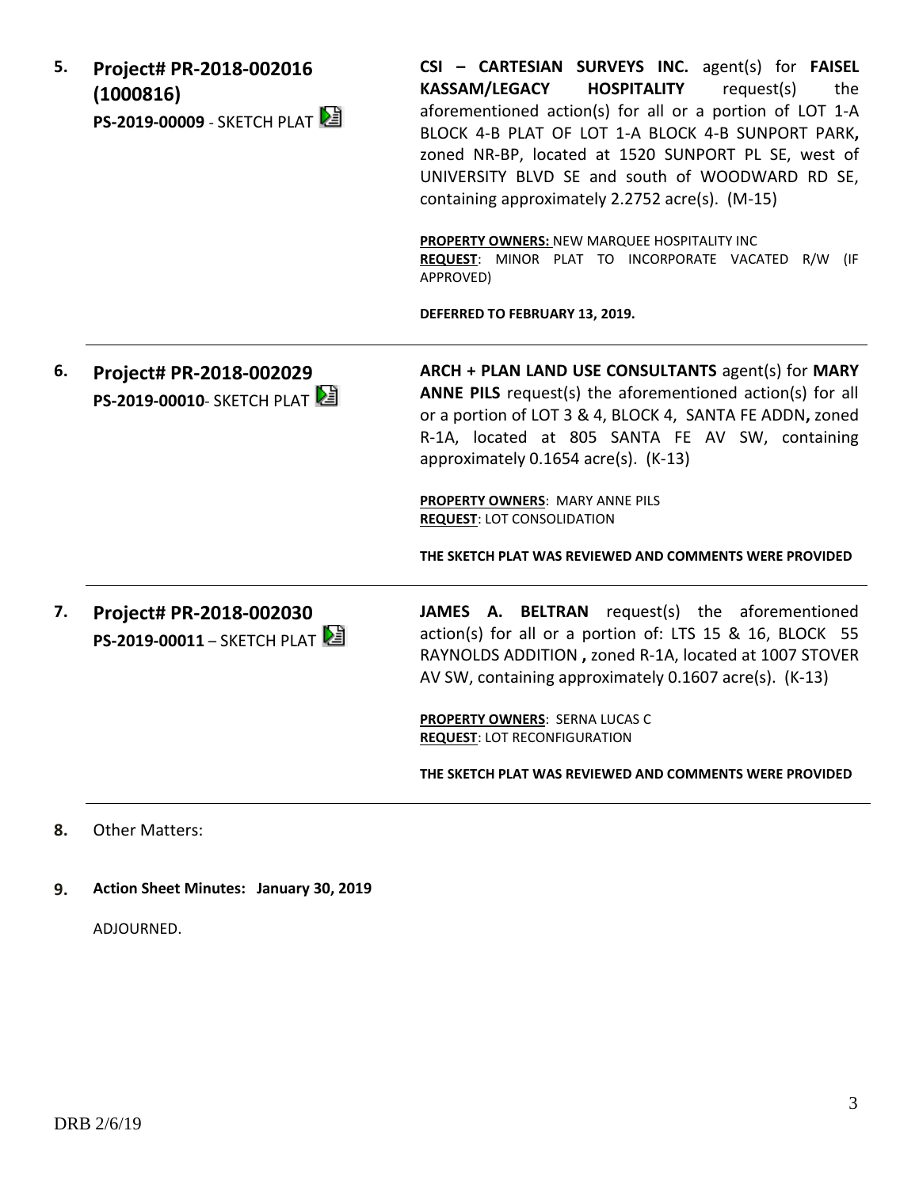5. **Project# PR-2018-002016 (1000816)**
**PS-2019-00009** - SKETCH PLAT

**CSI – CARTESIAN SURVEYS INC.** agent(s) for **FAISEL KASSAM/LEGACY HOSPITALITY** request(s) the aforementioned action(s) for all or a portion of LOT 1-A BLOCK 4-B PLAT OF LOT 1-A BLOCK 4-B SUNPORT PARK**,** zoned NR-BP, located at 1520 SUNPORT PL SE, west of UNIVERSITY BLVD SE and south of WOODWARD RD SE, containing approximately 2.2752 acre(s). (M-15)

**PROPERTY OWNERS:** NEW MARQUEE HOSPITALITY INC
**REQUEST**: MINOR PLAT TO INCORPORATE VACATED R/W (IF APPROVED)

**DEFERRED TO FEBRUARY 13, 2019.**

---

6. **Project# PR-2018-002029**
**PS-2019-00010**- SKETCH PLAT

**ARCH + PLAN LAND USE CONSULTANTS** agent(s) for **MARY ANNE PILS** request(s) the aforementioned action(s) for all or a portion of LOT 3 & 4, BLOCK 4, SANTA FE ADDN**,** zoned R-1A, located at 805 SANTA FE AV SW, containing approximately 0.1654 acre(s). (K-13)

**PROPERTY OWNERS**: MARY ANNE PILS
**REQUEST**: LOT CONSOLIDATION

**THE SKETCH PLAT WAS REVIEWED AND COMMENTS WERE PROVIDED**

---

7. **Project# PR-2018-002030**
**PS-2019-00011** – SKETCH PLAT

**JAMES A. BELTRAN** request(s) the aforementioned action(s) for all or a portion of: LTS 15 & 16, BLOCK 55 RAYNOLDS ADDITION **,** zoned R-1A, located at 1007 STOVER AV SW, containing approximately 0.1607 acre(s). (K-13)

**PROPERTY OWNERS**: SERNA LUCAS C
**REQUEST**: LOT RECONFIGURATION

**THE SKETCH PLAT WAS REVIEWED AND COMMENTS WERE PROVIDED**

---

8. Other Matters:

9. **Action Sheet Minutes: January 30, 2019**

ADJOURNED.